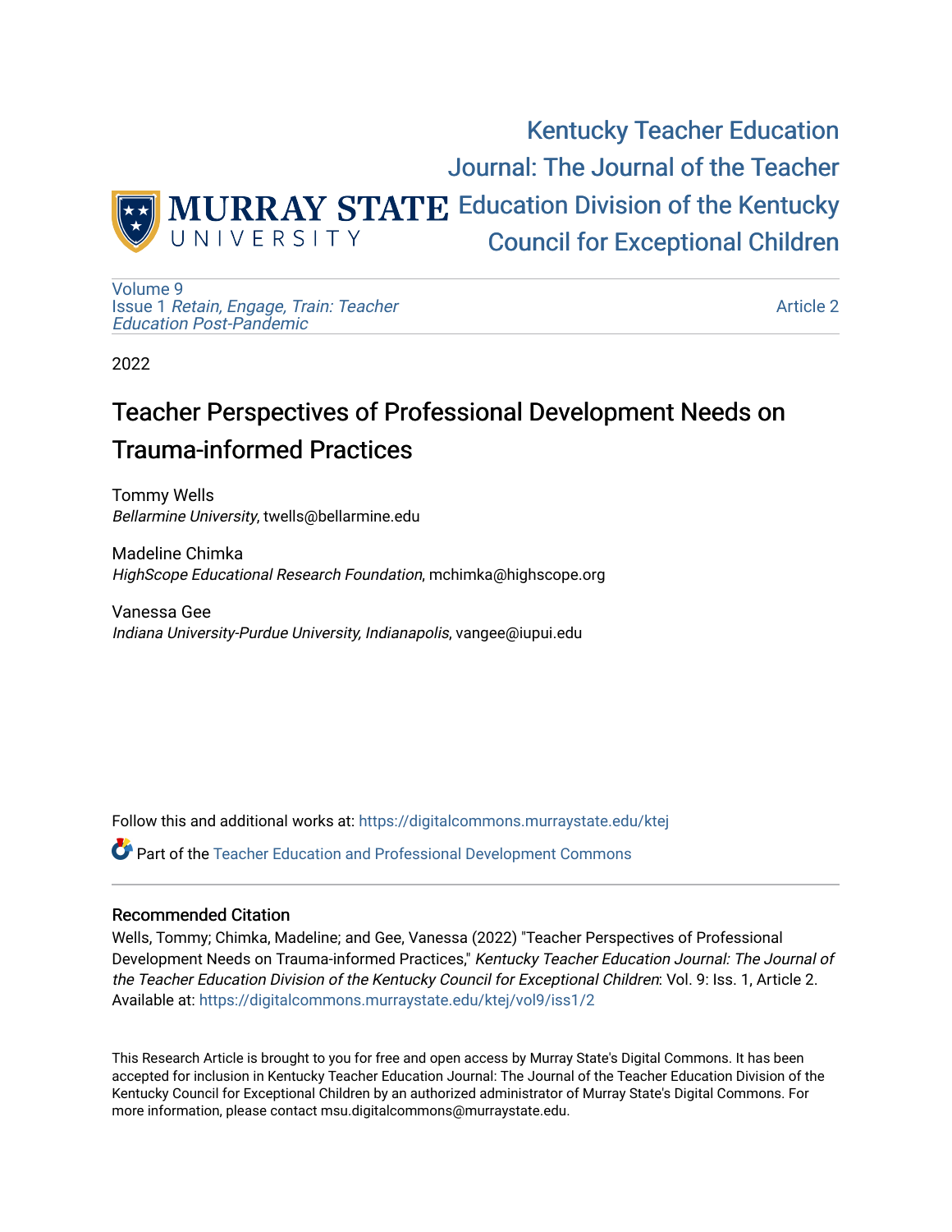Kentucky Teacher Education Journal: The Journal of the Teacher Education Division of the Kentucky Council for Exceptional Children

Volume 9
Issue 1 *Retain, Engage, Train: Teacher Education Post-Pandemic*

Article 2

2022

# Teacher Perspectives of Professional Development Needs on Trauma-informed Practices

Tommy Wells
*Bellarmine University*, twells@bellarmine.edu

Madeline Chimka
*HighScope Educational Research Foundation*, mchimka@highscope.org

Vanessa Gee
*Indiana University-Purdue University, Indianapolis*, vangee@iupui.edu

Follow this and additional works at: https://digitalcommons.murraystate.edu/ktej

Part of the Teacher Education and Professional Development Commons

## Recommended Citation

Wells, Tommy; Chimka, Madeline; and Gee, Vanessa (2022) "Teacher Perspectives of Professional Development Needs on Trauma-informed Practices," *Kentucky Teacher Education Journal: The Journal of the Teacher Education Division of the Kentucky Council for Exceptional Children*: Vol. 9: Iss. 1, Article 2.
Available at: https://digitalcommons.murraystate.edu/ktej/vol9/iss1/2

This Research Article is brought to you for free and open access by Murray State's Digital Commons. It has been accepted for inclusion in Kentucky Teacher Education Journal: The Journal of the Teacher Education Division of the Kentucky Council for Exceptional Children by an authorized administrator of Murray State's Digital Commons. For more information, please contact msu.digitalcommons@murraystate.edu.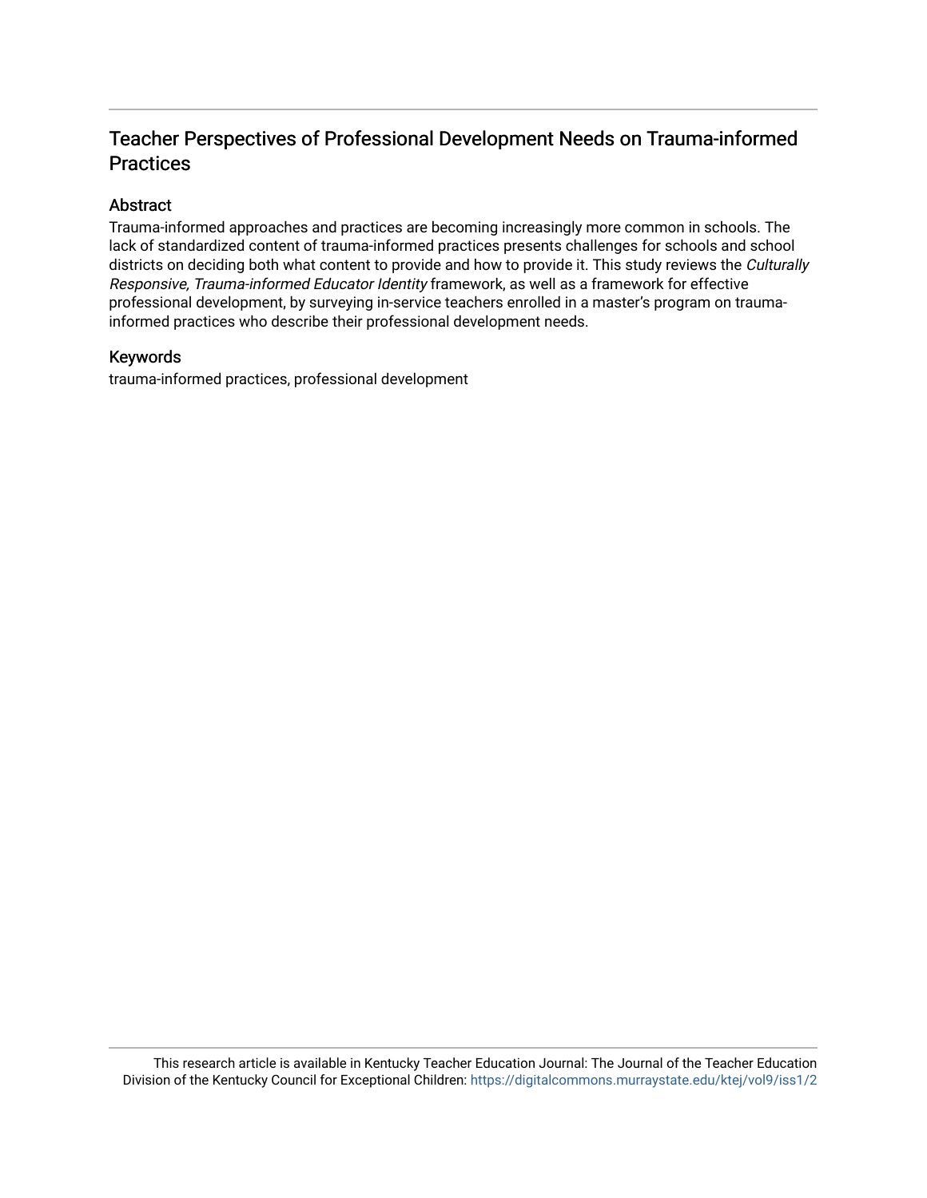# Teacher Perspectives of Professional Development Needs on Trauma-informed Practices

## Abstract

Trauma-informed approaches and practices are becoming increasingly more common in schools. The lack of standardized content of trauma-informed practices presents challenges for schools and school districts on deciding both what content to provide and how to provide it. This study reviews the *Culturally Responsive, Trauma-informed Educator Identity* framework, as well as a framework for effective professional development, by surveying in-service teachers enrolled in a master's program on trauma-informed practices who describe their professional development needs.

## Keywords

trauma-informed practices, professional development

This research article is available in Kentucky Teacher Education Journal: The Journal of the Teacher Education Division of the Kentucky Council for Exceptional Children: https://digitalcommons.murraystate.edu/ktej/vol9/iss1/2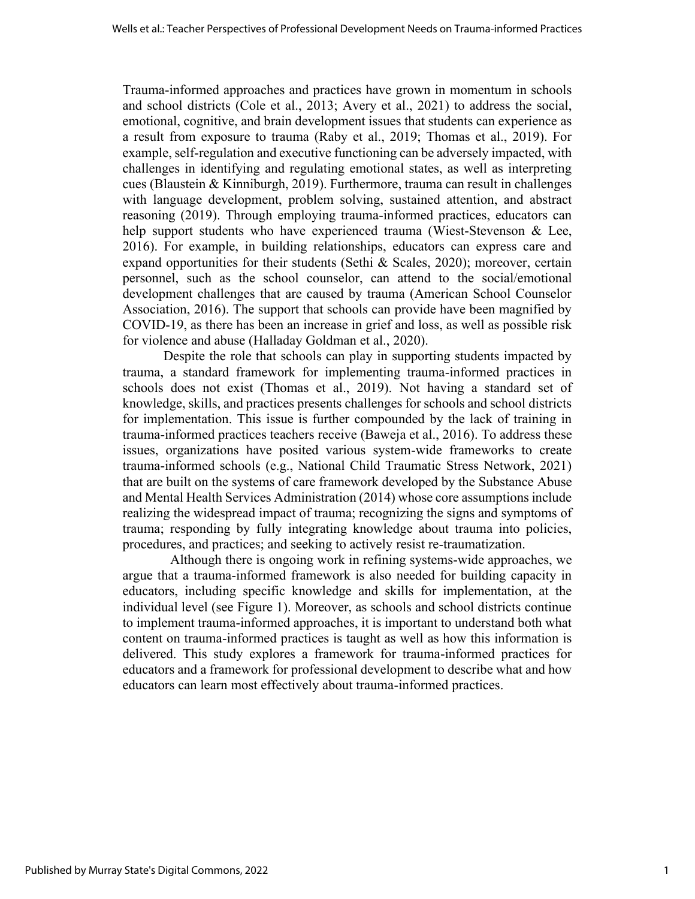Trauma-informed approaches and practices have grown in momentum in schools and school districts (Cole et al., 2013; Avery et al., 2021) to address the social, emotional, cognitive, and brain development issues that students can experience as a result from exposure to trauma (Raby et al., 2019; Thomas et al., 2019). For example, self-regulation and executive functioning can be adversely impacted, with challenges in identifying and regulating emotional states, as well as interpreting cues (Blaustein & Kinniburgh, 2019). Furthermore, trauma can result in challenges with language development, problem solving, sustained attention, and abstract reasoning (2019). Through employing trauma-informed practices, educators can help support students who have experienced trauma (Wiest-Stevenson & Lee, 2016). For example, in building relationships, educators can express care and expand opportunities for their students (Sethi & Scales, 2020); moreover, certain personnel, such as the school counselor, can attend to the social/emotional development challenges that are caused by trauma (American School Counselor Association, 2016). The support that schools can provide have been magnified by COVID-19, as there has been an increase in grief and loss, as well as possible risk for violence and abuse (Halladay Goldman et al., 2020).

Despite the role that schools can play in supporting students impacted by trauma, a standard framework for implementing trauma-informed practices in schools does not exist (Thomas et al., 2019). Not having a standard set of knowledge, skills, and practices presents challenges for schools and school districts for implementation. This issue is further compounded by the lack of training in trauma-informed practices teachers receive (Baweja et al., 2016). To address these issues, organizations have posited various system-wide frameworks to create trauma-informed schools (e.g., National Child Traumatic Stress Network, 2021) that are built on the systems of care framework developed by the Substance Abuse and Mental Health Services Administration (2014) whose core assumptions include realizing the widespread impact of trauma; recognizing the signs and symptoms of trauma; responding by fully integrating knowledge about trauma into policies, procedures, and practices; and seeking to actively resist re-traumatization.

Although there is ongoing work in refining systems-wide approaches, we argue that a trauma-informed framework is also needed for building capacity in educators, including specific knowledge and skills for implementation, at the individual level (see Figure 1). Moreover, as schools and school districts continue to implement trauma-informed approaches, it is important to understand both what content on trauma-informed practices is taught as well as how this information is delivered. This study explores a framework for trauma-informed practices for educators and a framework for professional development to describe what and how educators can learn most effectively about trauma-informed practices.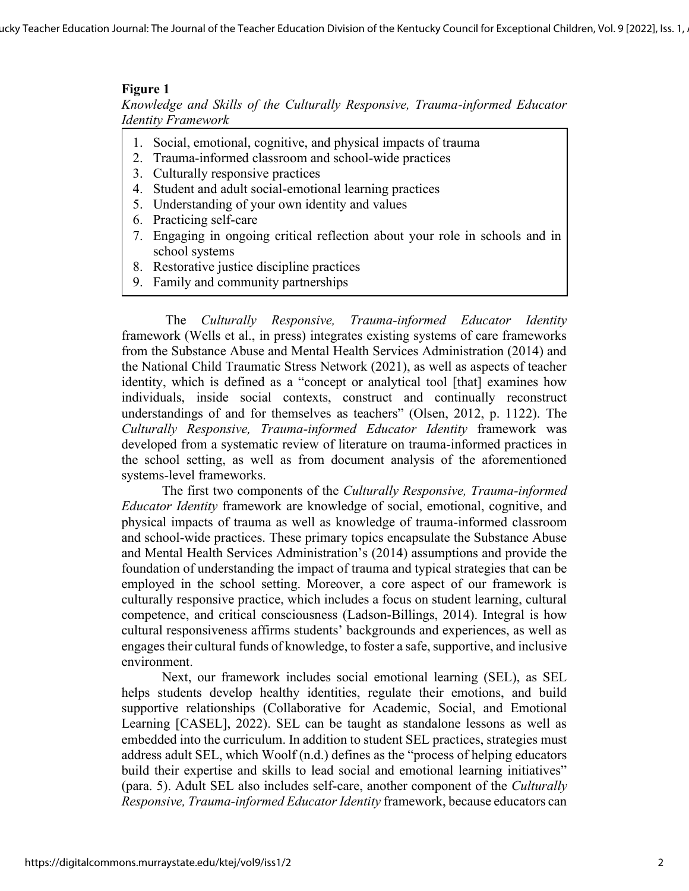**Figure 1**

*Knowledge and Skills of the Culturally Responsive, Trauma-informed Educator Identity Framework*

1. Social, emotional, cognitive, and physical impacts of trauma
2. Trauma-informed classroom and school-wide practices
3. Culturally responsive practices
4. Student and adult social-emotional learning practices
5. Understanding of your own identity and values
6. Practicing self-care
7. Engaging in ongoing critical reflection about your role in schools and in school systems
8. Restorative justice discipline practices
9. Family and community partnerships

The *Culturally Responsive, Trauma-informed Educator Identity* framework (Wells et al., in press) integrates existing systems of care frameworks from the Substance Abuse and Mental Health Services Administration (2014) and the National Child Traumatic Stress Network (2021), as well as aspects of teacher identity, which is defined as a "concept or analytical tool [that] examines how individuals, inside social contexts, construct and continually reconstruct understandings of and for themselves as teachers" (Olsen, 2012, p. 1122). The *Culturally Responsive, Trauma-informed Educator Identity* framework was developed from a systematic review of literature on trauma-informed practices in the school setting, as well as from document analysis of the aforementioned systems-level frameworks.

The first two components of the *Culturally Responsive, Trauma-informed Educator Identity* framework are knowledge of social, emotional, cognitive, and physical impacts of trauma as well as knowledge of trauma-informed classroom and school-wide practices. These primary topics encapsulate the Substance Abuse and Mental Health Services Administration's (2014) assumptions and provide the foundation of understanding the impact of trauma and typical strategies that can be employed in the school setting. Moreover, a core aspect of our framework is culturally responsive practice, which includes a focus on student learning, cultural competence, and critical consciousness (Ladson-Billings, 2014). Integral is how cultural responsiveness affirms students' backgrounds and experiences, as well as engages their cultural funds of knowledge, to foster a safe, supportive, and inclusive environment.

Next, our framework includes social emotional learning (SEL), as SEL helps students develop healthy identities, regulate their emotions, and build supportive relationships (Collaborative for Academic, Social, and Emotional Learning [CASEL], 2022). SEL can be taught as standalone lessons as well as embedded into the curriculum. In addition to student SEL practices, strategies must address adult SEL, which Woolf (n.d.) defines as the "process of helping educators build their expertise and skills to lead social and emotional learning initiatives" (para. 5). Adult SEL also includes self-care, another component of the *Culturally Responsive, Trauma-informed Educator Identity* framework, because educators can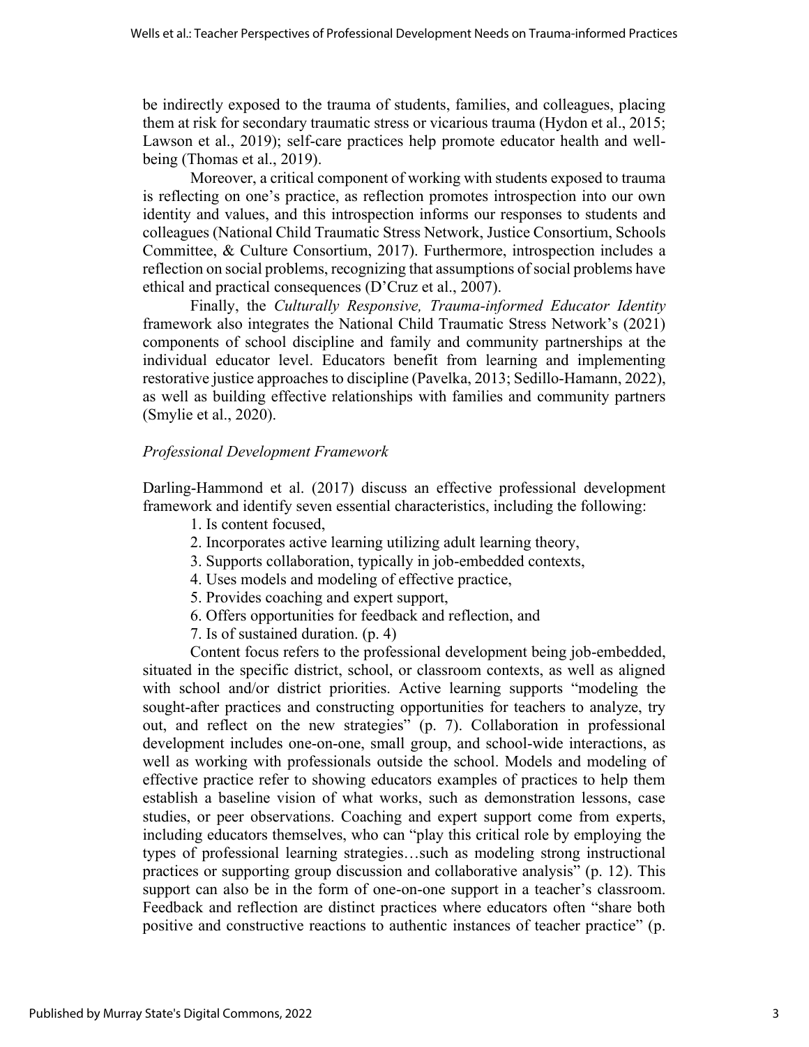be indirectly exposed to the trauma of students, families, and colleagues, placing them at risk for secondary traumatic stress or vicarious trauma (Hydon et al., 2015; Lawson et al., 2019); self-care practices help promote educator health and well-being (Thomas et al., 2019).

Moreover, a critical component of working with students exposed to trauma is reflecting on one's practice, as reflection promotes introspection into our own identity and values, and this introspection informs our responses to students and colleagues (National Child Traumatic Stress Network, Justice Consortium, Schools Committee, & Culture Consortium, 2017). Furthermore, introspection includes a reflection on social problems, recognizing that assumptions of social problems have ethical and practical consequences (D'Cruz et al., 2007).

Finally, the *Culturally Responsive, Trauma-informed Educator Identity* framework also integrates the National Child Traumatic Stress Network's (2021) components of school discipline and family and community partnerships at the individual educator level. Educators benefit from learning and implementing restorative justice approaches to discipline (Pavelka, 2013; Sedillo-Hamann, 2022), as well as building effective relationships with families and community partners (Smylie et al., 2020).

### *Professional Development Framework*

Darling-Hammond et al. (2017) discuss an effective professional development framework and identify seven essential characteristics, including the following:

1. Is content focused,
2. Incorporates active learning utilizing adult learning theory,
3. Supports collaboration, typically in job-embedded contexts,
4. Uses models and modeling of effective practice,
5. Provides coaching and expert support,
6. Offers opportunities for feedback and reflection, and
7. Is of sustained duration. (p. 4)

Content focus refers to the professional development being job-embedded, situated in the specific district, school, or classroom contexts, as well as aligned with school and/or district priorities. Active learning supports "modeling the sought-after practices and constructing opportunities for teachers to analyze, try out, and reflect on the new strategies" (p. 7). Collaboration in professional development includes one-on-one, small group, and school-wide interactions, as well as working with professionals outside the school. Models and modeling of effective practice refer to showing educators examples of practices to help them establish a baseline vision of what works, such as demonstration lessons, case studies, or peer observations. Coaching and expert support come from experts, including educators themselves, who can "play this critical role by employing the types of professional learning strategies…such as modeling strong instructional practices or supporting group discussion and collaborative analysis" (p. 12). This support can also be in the form of one-on-one support in a teacher's classroom. Feedback and reflection are distinct practices where educators often "share both positive and constructive reactions to authentic instances of teacher practice" (p.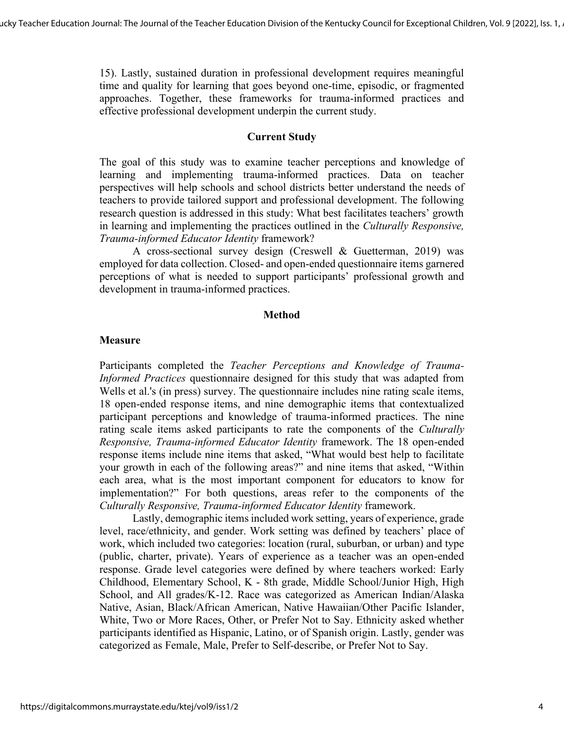15). Lastly, sustained duration in professional development requires meaningful time and quality for learning that goes beyond one-time, episodic, or fragmented approaches. Together, these frameworks for trauma-informed practices and effective professional development underpin the current study.

## Current Study

The goal of this study was to examine teacher perceptions and knowledge of learning and implementing trauma-informed practices. Data on teacher perspectives will help schools and school districts better understand the needs of teachers to provide tailored support and professional development. The following research question is addressed in this study: What best facilitates teachers' growth in learning and implementing the practices outlined in the *Culturally Responsive, Trauma-informed Educator Identity* framework?

A cross-sectional survey design (Creswell & Guetterman, 2019) was employed for data collection. Closed- and open-ended questionnaire items garnered perceptions of what is needed to support participants' professional growth and development in trauma-informed practices.

## Method

### Measure

Participants completed the *Teacher Perceptions and Knowledge of Trauma-Informed Practices* questionnaire designed for this study that was adapted from Wells et al.'s (in press) survey. The questionnaire includes nine rating scale items, 18 open-ended response items, and nine demographic items that contextualized participant perceptions and knowledge of trauma-informed practices. The nine rating scale items asked participants to rate the components of the *Culturally Responsive, Trauma-informed Educator Identity* framework. The 18 open-ended response items include nine items that asked, "What would best help to facilitate your growth in each of the following areas?" and nine items that asked, "Within each area, what is the most important component for educators to know for implementation?" For both questions, areas refer to the components of the *Culturally Responsive, Trauma-informed Educator Identity* framework.

Lastly, demographic items included work setting, years of experience, grade level, race/ethnicity, and gender. Work setting was defined by teachers' place of work, which included two categories: location (rural, suburban, or urban) and type (public, charter, private). Years of experience as a teacher was an open-ended response. Grade level categories were defined by where teachers worked: Early Childhood, Elementary School, K - 8th grade, Middle School/Junior High, High School, and All grades/K-12. Race was categorized as American Indian/Alaska Native, Asian, Black/African American, Native Hawaiian/Other Pacific Islander, White, Two or More Races, Other, or Prefer Not to Say. Ethnicity asked whether participants identified as Hispanic, Latino, or of Spanish origin. Lastly, gender was categorized as Female, Male, Prefer to Self-describe, or Prefer Not to Say.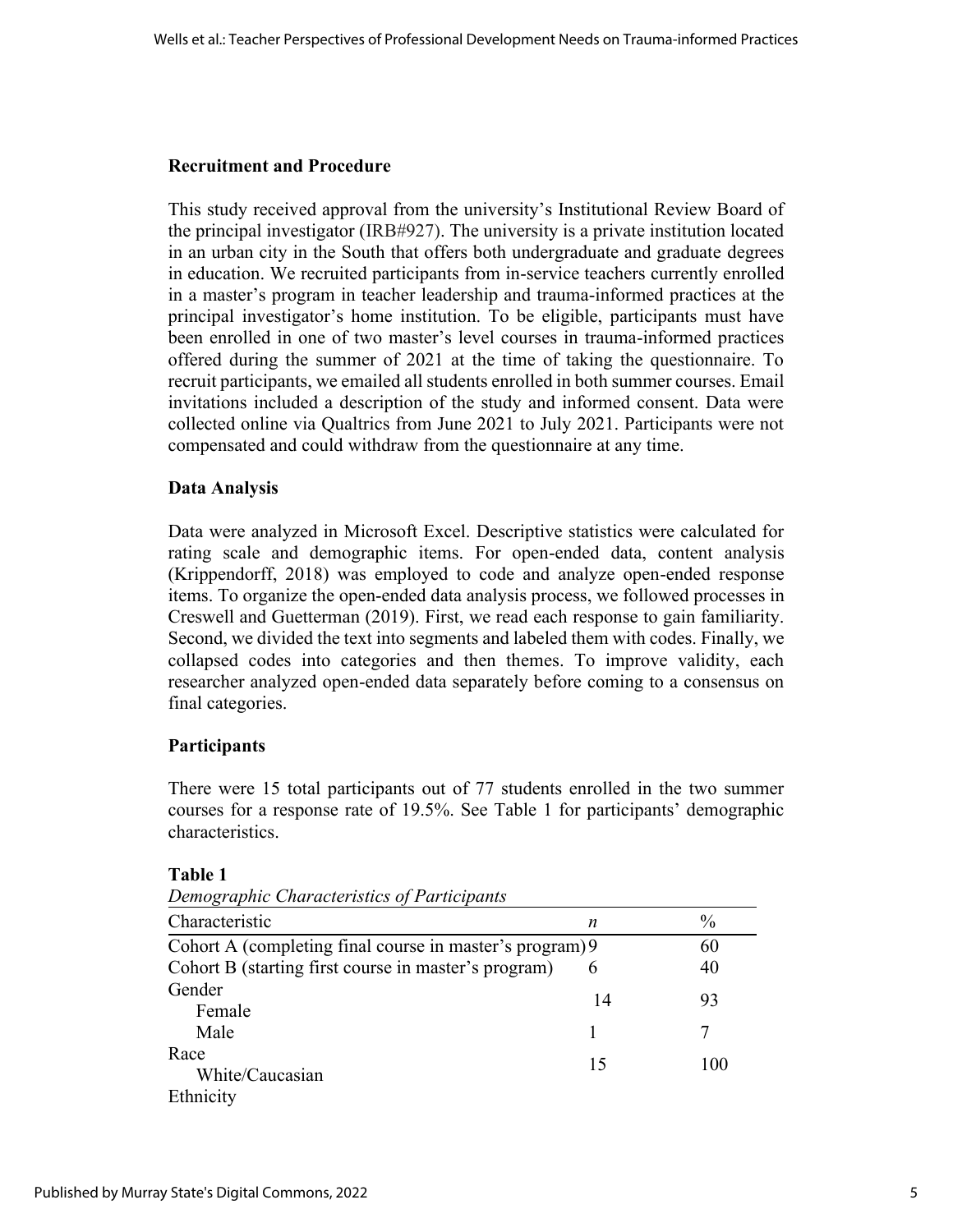### Recruitment and Procedure

This study received approval from the university's Institutional Review Board of the principal investigator (IRB#927). The university is a private institution located in an urban city in the South that offers both undergraduate and graduate degrees in education. We recruited participants from in-service teachers currently enrolled in a master's program in teacher leadership and trauma-informed practices at the principal investigator's home institution. To be eligible, participants must have been enrolled in one of two master's level courses in trauma-informed practices offered during the summer of 2021 at the time of taking the questionnaire. To recruit participants, we emailed all students enrolled in both summer courses. Email invitations included a description of the study and informed consent. Data were collected online via Qualtrics from June 2021 to July 2021. Participants were not compensated and could withdraw from the questionnaire at any time.

### Data Analysis

Data were analyzed in Microsoft Excel. Descriptive statistics were calculated for rating scale and demographic items. For open-ended data, content analysis (Krippendorff, 2018) was employed to code and analyze open-ended response items. To organize the open-ended data analysis process, we followed processes in Creswell and Guetterman (2019). First, we read each response to gain familiarity. Second, we divided the text into segments and labeled them with codes. Finally, we collapsed codes into categories and then themes. To improve validity, each researcher analyzed open-ended data separately before coming to a consensus on final categories.

### Participants

There were 15 total participants out of 77 students enrolled in the two summer courses for a response rate of 19.5%. See Table 1 for participants' demographic characteristics.

**Table 1**

*Demographic Characteristics of Participants*

| Characteristic | *n* | % |
|---|---|---|
| Cohort A (completing final course in master's program) | 9 | 60 |
| Cohort B (starting first course in master's program) | 6 | 40 |
| Gender | | |
| Female | 14 | 93 |
| Male | 1 | 7 |
| Race | | |
| White/Caucasian | 15 | 100 |
| Ethnicity | | |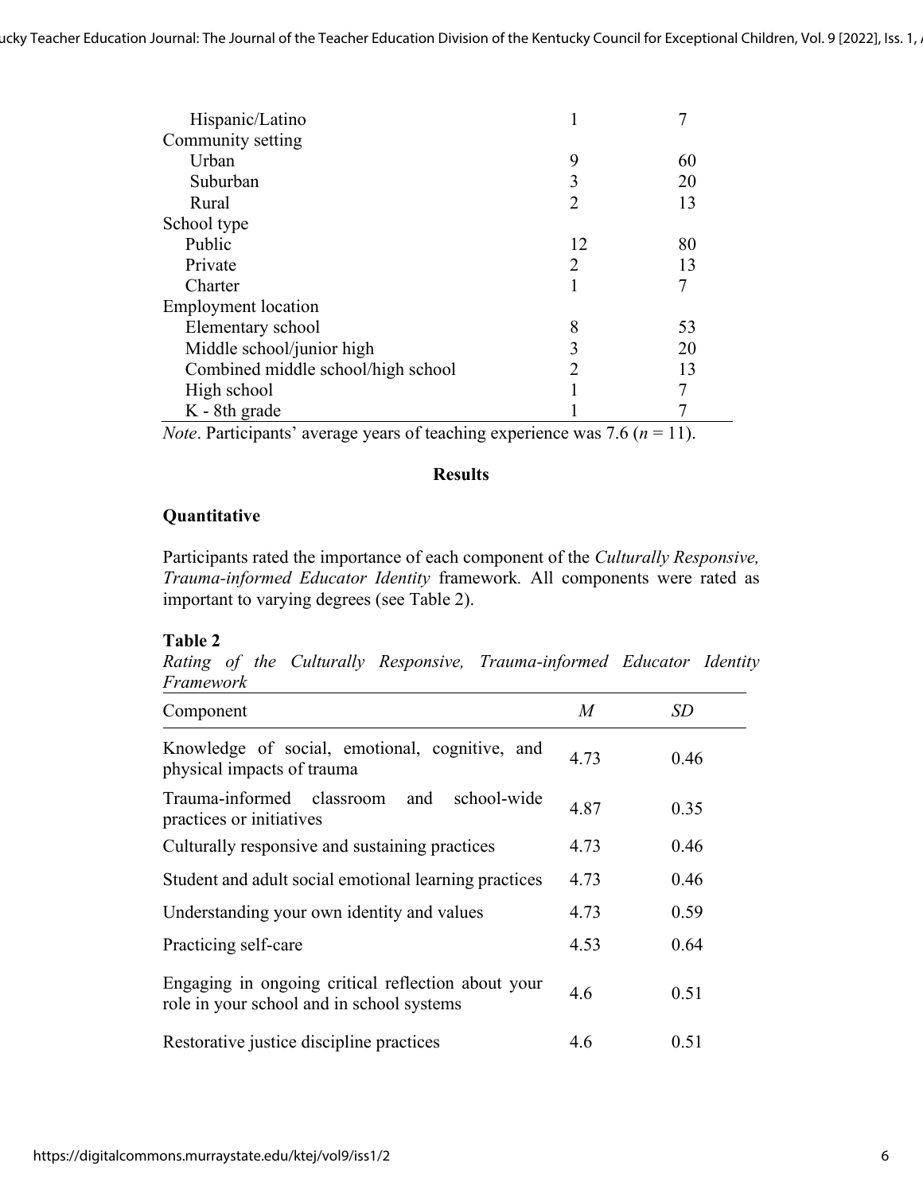| | | |
|---|---|---|
| Hispanic/Latino | 1 | 7 |
| Community setting | | |
| Urban | 9 | 60 |
| Suburban | 3 | 20 |
| Rural | 2 | 13 |
| School type | | |
| Public | 12 | 80 |
| Private | 2 | 13 |
| Charter | 1 | 7 |
| Employment location | | |
| Elementary school | 8 | 53 |
| Middle school/junior high | 3 | 20 |
| Combined middle school/high school | 2 | 13 |
| High school | 1 | 7 |
| K - 8th grade | 1 | 7 |

*Note*. Participants' average years of teaching experience was 7.6 ($n = 11$).

## Results

### Quantitative

Participants rated the importance of each component of the *Culturally Responsive, Trauma-informed Educator Identity* framework. All components were rated as important to varying degrees (see Table 2).

**Table 2**

*Rating of the Culturally Responsive, Trauma-informed Educator Identity Framework*

| Component | *M* | *SD* |
|---|---|---|
| Knowledge of social, emotional, cognitive, and physical impacts of trauma | 4.73 | 0.46 |
| Trauma-informed classroom and school-wide practices or initiatives | 4.87 | 0.35 |
| Culturally responsive and sustaining practices | 4.73 | 0.46 |
| Student and adult social emotional learning practices | 4.73 | 0.46 |
| Understanding your own identity and values | 4.73 | 0.59 |
| Practicing self-care | 4.53 | 0.64 |
| Engaging in ongoing critical reflection about your role in your school and in school systems | 4.6 | 0.51 |
| Restorative justice discipline practices | 4.6 | 0.51 |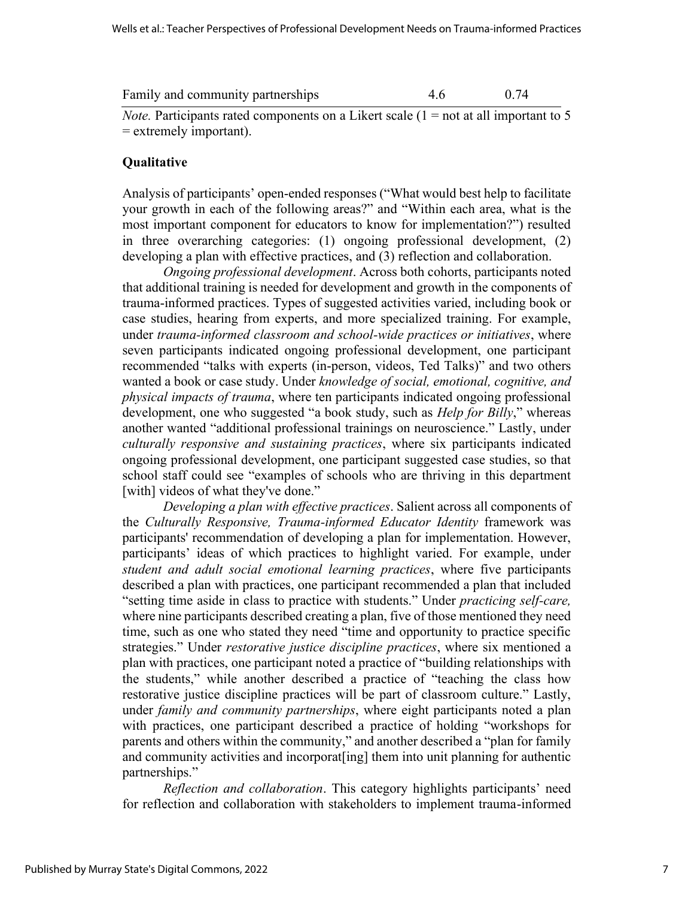| | | |
|---|---|---|
| Family and community partnerships | 4.6 | 0.74 |

*Note.* Participants rated components on a Likert scale (1 = not at all important to 5 = extremely important).

**Qualitative**

Analysis of participants' open-ended responses ("What would best help to facilitate your growth in each of the following areas?" and "Within each area, what is the most important component for educators to know for implementation?") resulted in three overarching categories: (1) ongoing professional development, (2) developing a plan with effective practices, and (3) reflection and collaboration.

*Ongoing professional development*. Across both cohorts, participants noted that additional training is needed for development and growth in the components of trauma-informed practices. Types of suggested activities varied, including book or case studies, hearing from experts, and more specialized training. For example, under *trauma-informed classroom and school-wide practices or initiatives*, where seven participants indicated ongoing professional development, one participant recommended "talks with experts (in-person, videos, Ted Talks)" and two others wanted a book or case study. Under *knowledge of social, emotional, cognitive, and physical impacts of trauma*, where ten participants indicated ongoing professional development, one who suggested "a book study, such as *Help for Billy*," whereas another wanted "additional professional trainings on neuroscience." Lastly, under *culturally responsive and sustaining practices*, where six participants indicated ongoing professional development, one participant suggested case studies, so that school staff could see "examples of schools who are thriving in this department [with] videos of what they've done."

*Developing a plan with effective practices*. Salient across all components of the *Culturally Responsive, Trauma-informed Educator Identity* framework was participants' recommendation of developing a plan for implementation. However, participants' ideas of which practices to highlight varied. For example, under *student and adult social emotional learning practices*, where five participants described a plan with practices, one participant recommended a plan that included "setting time aside in class to practice with students." Under *practicing self-care,* where nine participants described creating a plan, five of those mentioned they need time, such as one who stated they need "time and opportunity to practice specific strategies." Under *restorative justice discipline practices*, where six mentioned a plan with practices, one participant noted a practice of "building relationships with the students," while another described a practice of "teaching the class how restorative justice discipline practices will be part of classroom culture." Lastly, under *family and community partnerships*, where eight participants noted a plan with practices, one participant described a practice of holding "workshops for parents and others within the community," and another described a "plan for family and community activities and incorporat[ing] them into unit planning for authentic partnerships."

*Reflection and collaboration*. This category highlights participants' need for reflection and collaboration with stakeholders to implement trauma-informed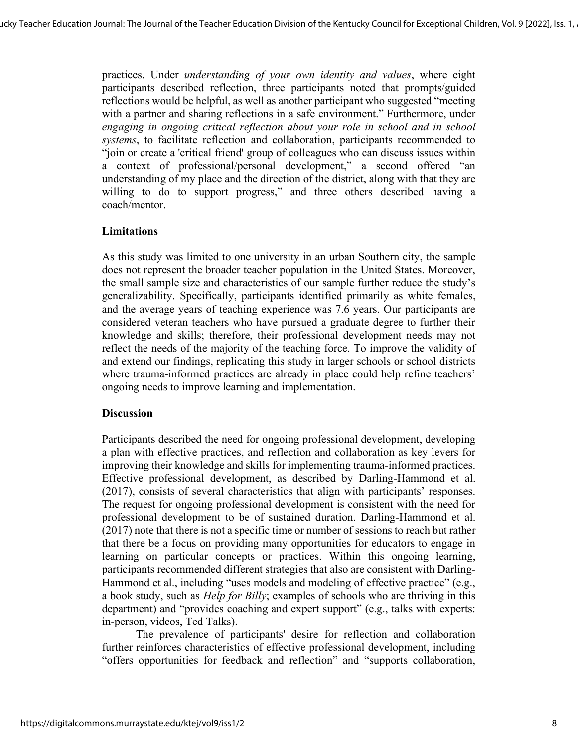practices. Under *understanding of your own identity and values*, where eight participants described reflection, three participants noted that prompts/guided reflections would be helpful, as well as another participant who suggested "meeting with a partner and sharing reflections in a safe environment." Furthermore, under *engaging in ongoing critical reflection about your role in school and in school systems*, to facilitate reflection and collaboration, participants recommended to "join or create a 'critical friend' group of colleagues who can discuss issues within a context of professional/personal development," a second offered "an understanding of my place and the direction of the district, along with that they are willing to do to support progress," and three others described having a coach/mentor.

## Limitations

As this study was limited to one university in an urban Southern city, the sample does not represent the broader teacher population in the United States. Moreover, the small sample size and characteristics of our sample further reduce the study's generalizability. Specifically, participants identified primarily as white females, and the average years of teaching experience was 7.6 years. Our participants are considered veteran teachers who have pursued a graduate degree to further their knowledge and skills; therefore, their professional development needs may not reflect the needs of the majority of the teaching force. To improve the validity of and extend our findings, replicating this study in larger schools or school districts where trauma-informed practices are already in place could help refine teachers' ongoing needs to improve learning and implementation.

## Discussion

Participants described the need for ongoing professional development, developing a plan with effective practices, and reflection and collaboration as key levers for improving their knowledge and skills for implementing trauma-informed practices. Effective professional development, as described by Darling-Hammond et al. (2017), consists of several characteristics that align with participants' responses. The request for ongoing professional development is consistent with the need for professional development to be of sustained duration. Darling-Hammond et al. (2017) note that there is not a specific time or number of sessions to reach but rather that there be a focus on providing many opportunities for educators to engage in learning on particular concepts or practices. Within this ongoing learning, participants recommended different strategies that also are consistent with Darling-Hammond et al., including "uses models and modeling of effective practice" (e.g., a book study, such as *Help for Billy*; examples of schools who are thriving in this department) and "provides coaching and expert support" (e.g., talks with experts: in-person, videos, Ted Talks).

The prevalence of participants' desire for reflection and collaboration further reinforces characteristics of effective professional development, including "offers opportunities for feedback and reflection" and "supports collaboration,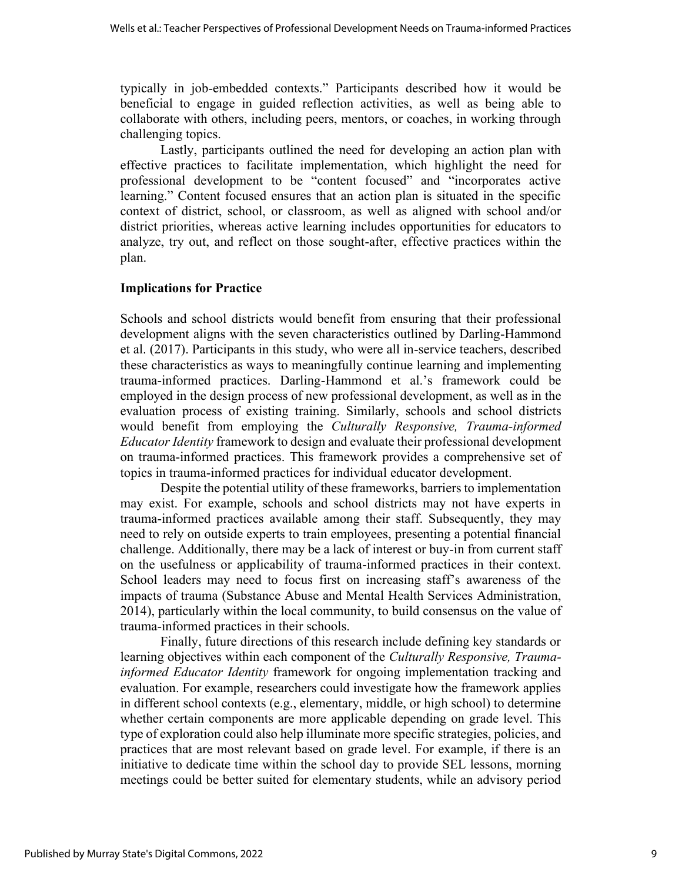typically in job-embedded contexts." Participants described how it would be beneficial to engage in guided reflection activities, as well as being able to collaborate with others, including peers, mentors, or coaches, in working through challenging topics.

Lastly, participants outlined the need for developing an action plan with effective practices to facilitate implementation, which highlight the need for professional development to be "content focused" and "incorporates active learning." Content focused ensures that an action plan is situated in the specific context of district, school, or classroom, as well as aligned with school and/or district priorities, whereas active learning includes opportunities for educators to analyze, try out, and reflect on those sought-after, effective practices within the plan.

### Implications for Practice

Schools and school districts would benefit from ensuring that their professional development aligns with the seven characteristics outlined by Darling-Hammond et al. (2017). Participants in this study, who were all in-service teachers, described these characteristics as ways to meaningfully continue learning and implementing trauma-informed practices. Darling-Hammond et al.'s framework could be employed in the design process of new professional development, as well as in the evaluation process of existing training. Similarly, schools and school districts would benefit from employing the *Culturally Responsive, Trauma-informed Educator Identity* framework to design and evaluate their professional development on trauma-informed practices. This framework provides a comprehensive set of topics in trauma-informed practices for individual educator development.

Despite the potential utility of these frameworks, barriers to implementation may exist. For example, schools and school districts may not have experts in trauma-informed practices available among their staff. Subsequently, they may need to rely on outside experts to train employees, presenting a potential financial challenge. Additionally, there may be a lack of interest or buy-in from current staff on the usefulness or applicability of trauma-informed practices in their context. School leaders may need to focus first on increasing staff's awareness of the impacts of trauma (Substance Abuse and Mental Health Services Administration, 2014), particularly within the local community, to build consensus on the value of trauma-informed practices in their schools.

Finally, future directions of this research include defining key standards or learning objectives within each component of the *Culturally Responsive, Trauma-informed Educator Identity* framework for ongoing implementation tracking and evaluation. For example, researchers could investigate how the framework applies in different school contexts (e.g., elementary, middle, or high school) to determine whether certain components are more applicable depending on grade level. This type of exploration could also help illuminate more specific strategies, policies, and practices that are most relevant based on grade level. For example, if there is an initiative to dedicate time within the school day to provide SEL lessons, morning meetings could be better suited for elementary students, while an advisory period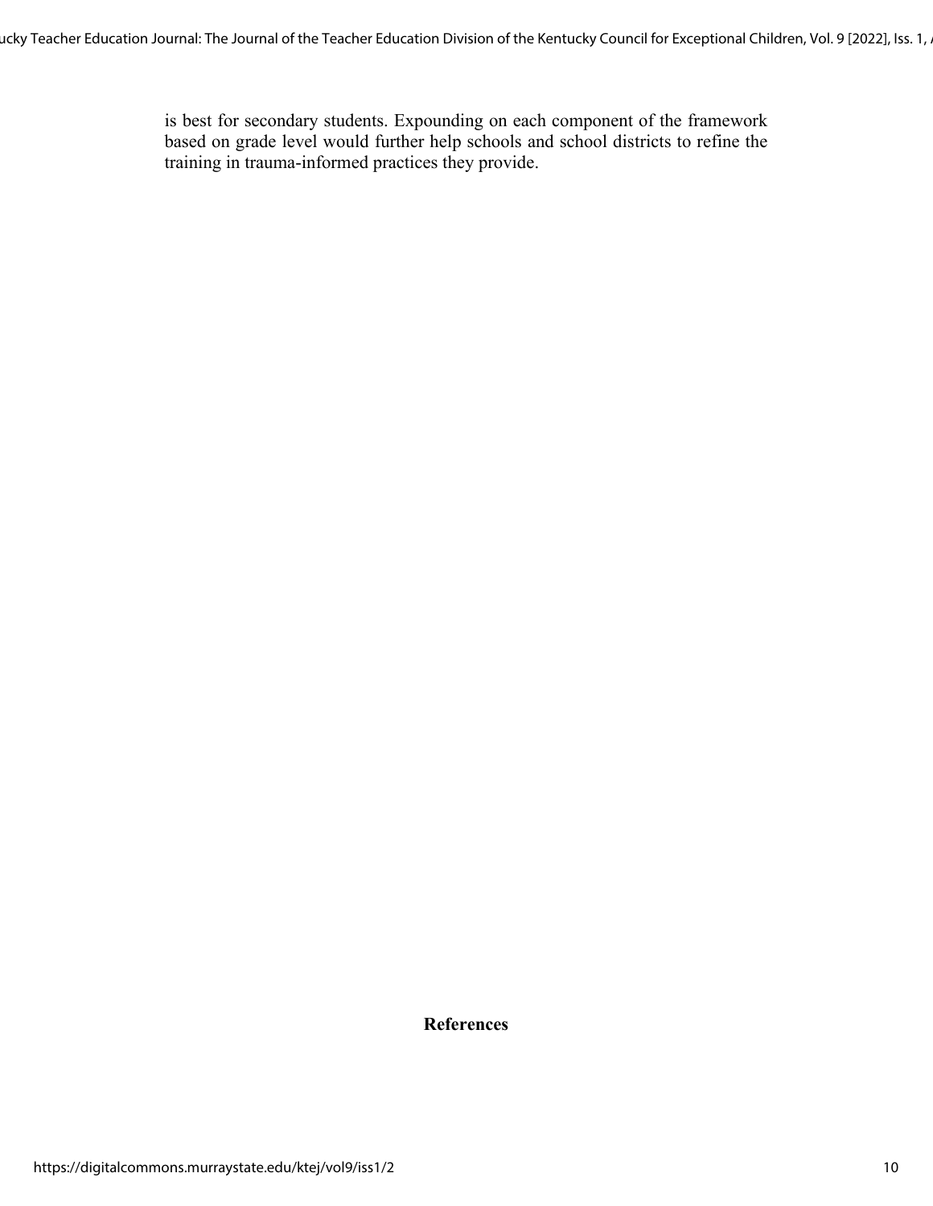is best for secondary students. Expounding on each component of the framework based on grade level would further help schools and school districts to refine the training in trauma-informed practices they provide.

## References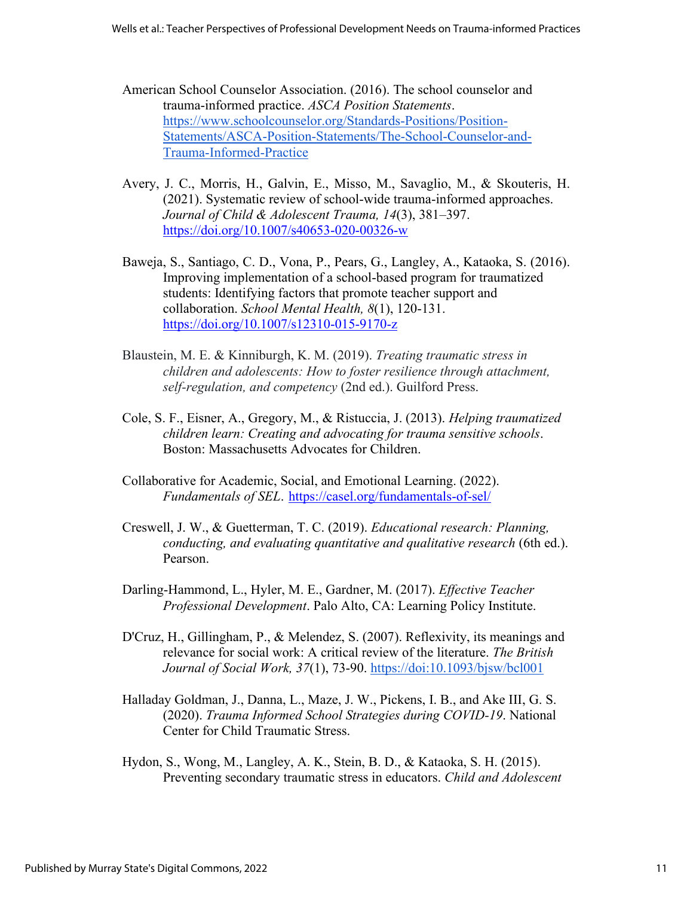American School Counselor Association. (2016). The school counselor and trauma-informed practice. *ASCA Position Statements*. https://www.schoolcounselor.org/Standards-Positions/Position-Statements/ASCA-Position-Statements/The-School-Counselor-and-Trauma-Informed-Practice

Avery, J. C., Morris, H., Galvin, E., Misso, M., Savaglio, M., & Skouteris, H. (2021). Systematic review of school-wide trauma-informed approaches. *Journal of Child & Adolescent Trauma, 14*(3), 381–397. https://doi.org/10.1007/s40653-020-00326-w

Baweja, S., Santiago, C. D., Vona, P., Pears, G., Langley, A., Kataoka, S. (2016). Improving implementation of a school-based program for traumatized students: Identifying factors that promote teacher support and collaboration. *School Mental Health, 8*(1), 120-131. https://doi.org/10.1007/s12310-015-9170-z

Blaustein, M. E. & Kinniburgh, K. M. (2019). *Treating traumatic stress in children and adolescents: How to foster resilience through attachment, self-regulation, and competency* (2nd ed.). Guilford Press.

Cole, S. F., Eisner, A., Gregory, M., & Ristuccia, J. (2013). *Helping traumatized children learn: Creating and advocating for trauma sensitive schools*. Boston: Massachusetts Advocates for Children.

Collaborative for Academic, Social, and Emotional Learning. (2022). *Fundamentals of SEL*. https://casel.org/fundamentals-of-sel/

Creswell, J. W., & Guetterman, T. C. (2019). *Educational research: Planning, conducting, and evaluating quantitative and qualitative research* (6th ed.). Pearson.

Darling-Hammond, L., Hyler, M. E., Gardner, M. (2017). *Effective Teacher Professional Development*. Palo Alto, CA: Learning Policy Institute.

D'Cruz, H., Gillingham, P., & Melendez, S. (2007). Reflexivity, its meanings and relevance for social work: A critical review of the literature. *The British Journal of Social Work, 37*(1), 73-90. https://doi:10.1093/bjsw/bcl001

Halladay Goldman, J., Danna, L., Maze, J. W., Pickens, I. B., and Ake III, G. S. (2020). *Trauma Informed School Strategies during COVID-19*. National Center for Child Traumatic Stress.

Hydon, S., Wong, M., Langley, A. K., Stein, B. D., & Kataoka, S. H. (2015). Preventing secondary traumatic stress in educators. *Child and Adolescent*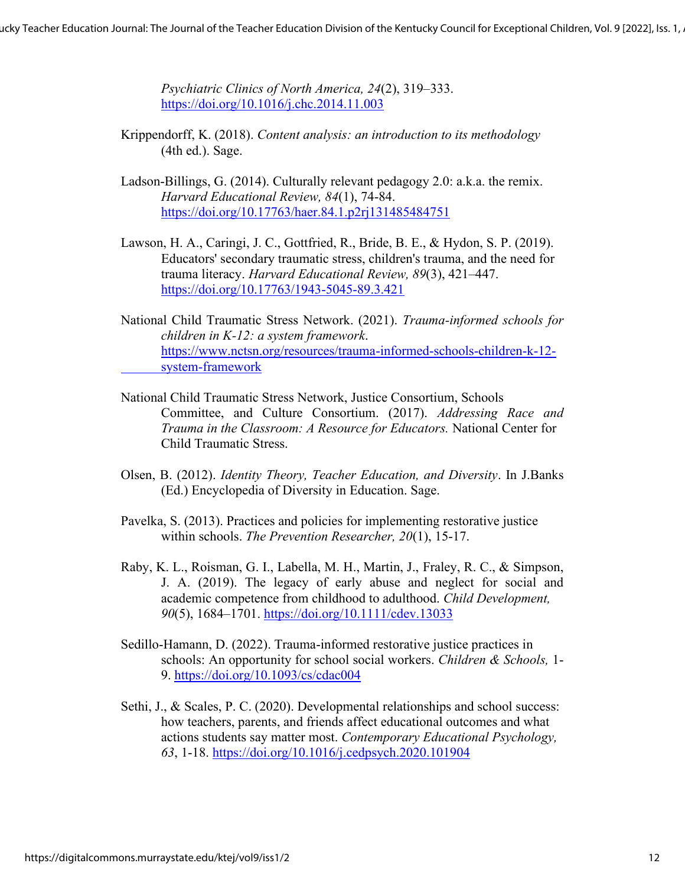*Psychiatric Clinics of North America, 24*(2), 319–333. https://doi.org/10.1016/j.chc.2014.11.003

Krippendorff, K. (2018). *Content analysis: an introduction to its methodology* (4th ed.). Sage.

Ladson-Billings, G. (2014). Culturally relevant pedagogy 2.0: a.k.a. the remix. *Harvard Educational Review, 84*(1), 74-84. https://doi.org/10.17763/haer.84.1.p2rj131485484751

Lawson, H. A., Caringi, J. C., Gottfried, R., Bride, B. E., & Hydon, S. P. (2019). Educators' secondary traumatic stress, children's trauma, and the need for trauma literacy. *Harvard Educational Review, 89*(3), 421–447. https://doi.org/10.17763/1943-5045-89.3.421

National Child Traumatic Stress Network. (2021). *Trauma-informed schools for children in K-12: a system framework*. https://www.nctsn.org/resources/trauma-informed-schools-children-k-12-system-framework

National Child Traumatic Stress Network, Justice Consortium, Schools Committee, and Culture Consortium. (2017). *Addressing Race and Trauma in the Classroom: A Resource for Educators.* National Center for Child Traumatic Stress.

Olsen, B. (2012). *Identity Theory, Teacher Education, and Diversity*. In J.Banks (Ed.) Encyclopedia of Diversity in Education. Sage.

Pavelka, S. (2013). Practices and policies for implementing restorative justice within schools. *The Prevention Researcher, 20*(1), 15-17.

Raby, K. L., Roisman, G. I., Labella, M. H., Martin, J., Fraley, R. C., & Simpson, J. A. (2019). The legacy of early abuse and neglect for social and academic competence from childhood to adulthood. *Child Development, 90*(5), 1684–1701. https://doi.org/10.1111/cdev.13033

Sedillo-Hamann, D. (2022). Trauma-informed restorative justice practices in schools: An opportunity for school social workers. *Children & Schools,* 1-9. https://doi.org/10.1093/cs/cdac004

Sethi, J., & Scales, P. C. (2020). Developmental relationships and school success: how teachers, parents, and friends affect educational outcomes and what actions students say matter most. *Contemporary Educational Psychology, 63*, 1-18. https://doi.org/10.1016/j.cedpsych.2020.101904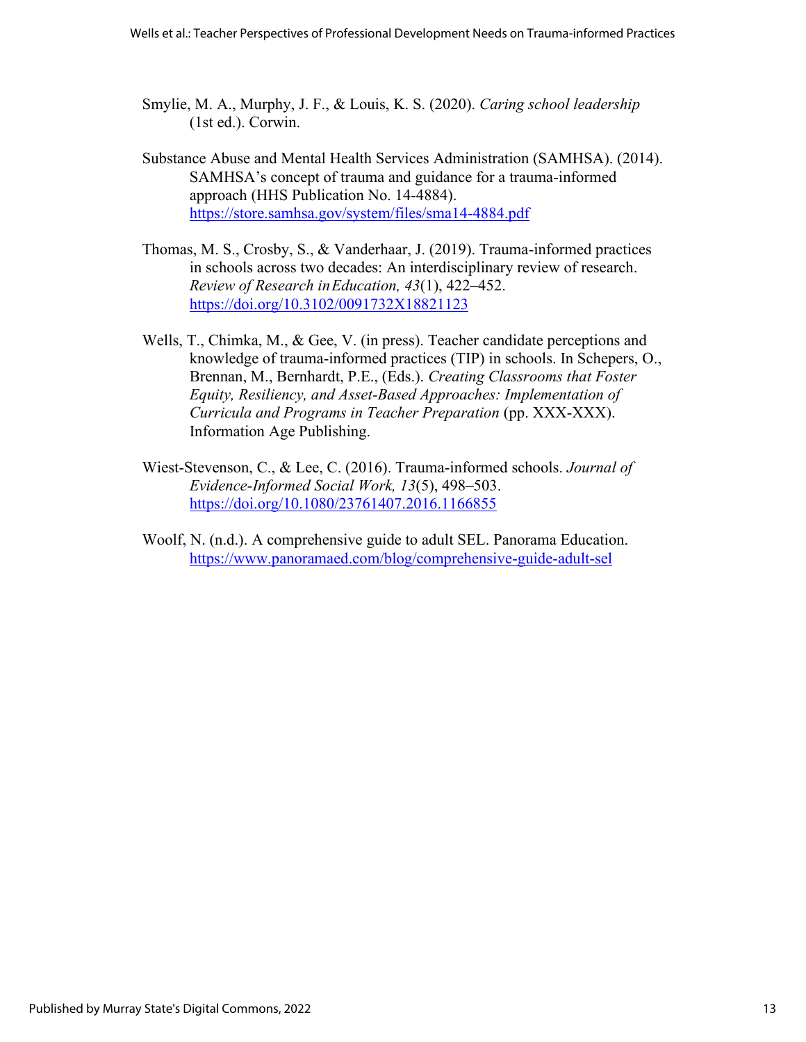Smylie, M. A., Murphy, J. F., & Louis, K. S. (2020). *Caring school leadership* (1st ed.). Corwin.

Substance Abuse and Mental Health Services Administration (SAMHSA). (2014). SAMHSA's concept of trauma and guidance for a trauma-informed approach (HHS Publication No. 14-4884). https://store.samhsa.gov/system/files/sma14-4884.pdf

Thomas, M. S., Crosby, S., & Vanderhaar, J. (2019). Trauma-informed practices in schools across two decades: An interdisciplinary review of research. *Review of Research in Education, 43*(1), 422–452. https://doi.org/10.3102/0091732X18821123

Wells, T., Chimka, M., & Gee, V. (in press). Teacher candidate perceptions and knowledge of trauma-informed practices (TIP) in schools. In Schepers, O., Brennan, M., Bernhardt, P.E., (Eds.). *Creating Classrooms that Foster Equity, Resiliency, and Asset-Based Approaches: Implementation of Curricula and Programs in Teacher Preparation* (pp. XXX-XXX). Information Age Publishing.

Wiest-Stevenson, C., & Lee, C. (2016). Trauma-informed schools. *Journal of Evidence-Informed Social Work, 13*(5), 498–503. https://doi.org/10.1080/23761407.2016.1166855

Woolf, N. (n.d.). A comprehensive guide to adult SEL. Panorama Education. https://www.panoramaed.com/blog/comprehensive-guide-adult-sel